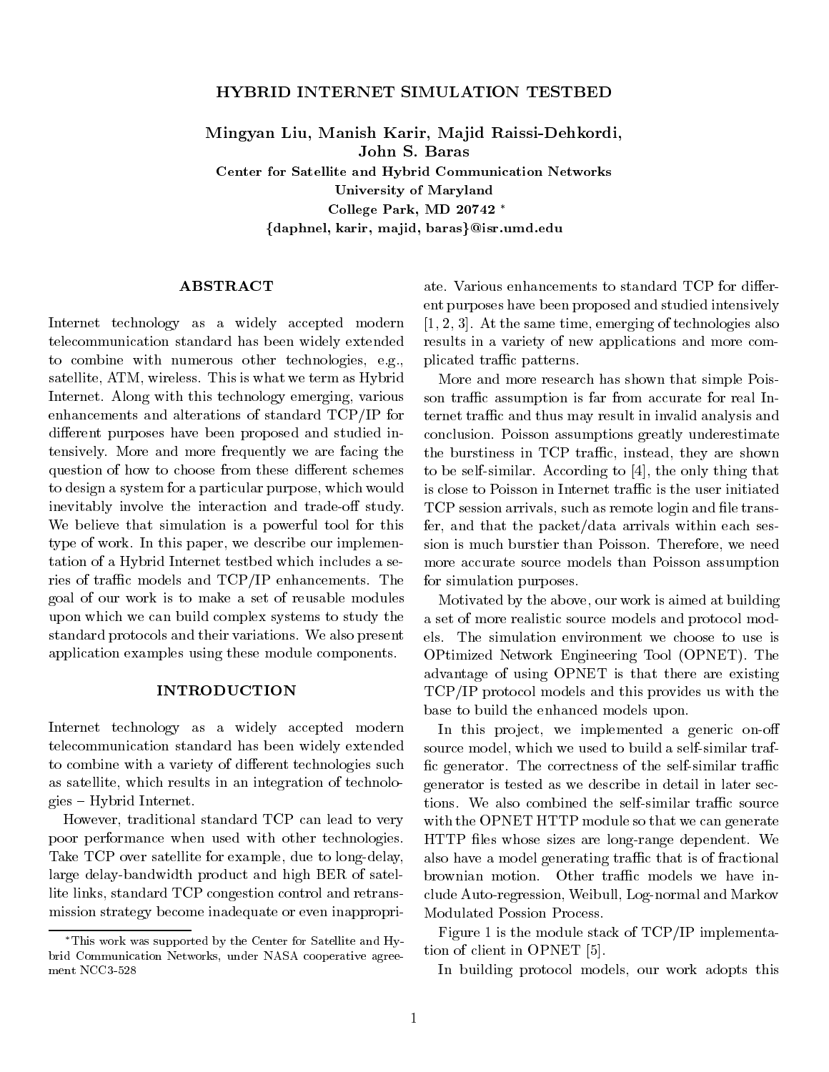# HYBRID INTERNET SIMULATION TESTBED

**Mingyan Liu, Manish Karir, Majid Raissi-Dehkordi, John S. Baras**

**Center for Satellite and Hybrid Communication Networks**
**University of Maryland**
**College Park, MD 20742** *
**{daphnel, karir, majid, baras}@isr.umd.edu**

## ABSTRACT

Internet technology as a widely accepted modern telecommunication standard has been widely extended to combine with numerous other technologies, e.g., satellite, ATM, wireless. This is what we term as Hybrid Internet. Along with this technology emerging, various enhancements and alterations of standard TCP/IP for different purposes have been proposed and studied intensively. More and more frequently we are facing the question of how to choose from these different schemes to design a system for a particular purpose, which would inevitably involve the interaction and trade-off study. We believe that simulation is a powerful tool for this type of work. In this paper, we describe our implementation of a Hybrid Internet testbed which includes a series of traffic models and TCP/IP enhancements. The goal of our work is to make a set of reusable modules upon which we can build complex systems to study the standard protocols and their variations. We also present application examples using these module components.

## INTRODUCTION

Internet technology as a widely accepted modern telecommunication standard has been widely extended to combine with a variety of different technologies such as satellite, which results in an integration of technologies – Hybrid Internet.

However, traditional standard TCP can lead to very poor performance when used with other technologies. Take TCP over satellite for example, due to long-delay, large delay-bandwidth product and high BER of satellite links, standard TCP congestion control and retransmission strategy become inadequate or even inappropriate. Various enhancements to standard TCP for different purposes have been proposed and studied intensively [1, 2, 3]. At the same time, emerging of technologies also results in a variety of new applications and more complicated traffic patterns.

More and more research has shown that simple Poisson traffic assumption is far from accurate for real Internet traffic and thus may result in invalid analysis and conclusion. Poisson assumptions greatly underestimate the burstiness in TCP traffic, instead, they are shown to be self-similar. According to [4], the only thing that is close to Poisson in Internet traffic is the user initiated TCP session arrivals, such as remote login and file transfer, and that the packet/data arrivals within each session is much burstier than Poisson. Therefore, we need more accurate source models than Poisson assumption for simulation purposes.

Motivated by the above, our work is aimed at building a set of more realistic source models and protocol models. The simulation environment we choose to use is OPtimized Network Engineering Tool (OPNET). The advantage of using OPNET is that there are existing TCP/IP protocol models and this provides us with the base to build the enhanced models upon.

In this project, we implemented a generic on-off source model, which we used to build a self-similar traffic generator. The correctness of the self-similar traffic generator is tested as we describe in detail in later sections. We also combined the self-similar traffic source with the OPNET HTTP module so that we can generate HTTP files whose sizes are long-range dependent. We also have a model generating traffic that is of fractional brownian motion. Other traffic models we have include Auto-regression, Weibull, Log-normal and Markov Modulated Possion Process.

Figure 1 is the module stack of TCP/IP implementation of client in OPNET [5].

In building protocol models, our work adopts this

*This work was supported by the Center for Satellite and Hybrid Communication Networks, under NASA cooperative agreement NCC3-528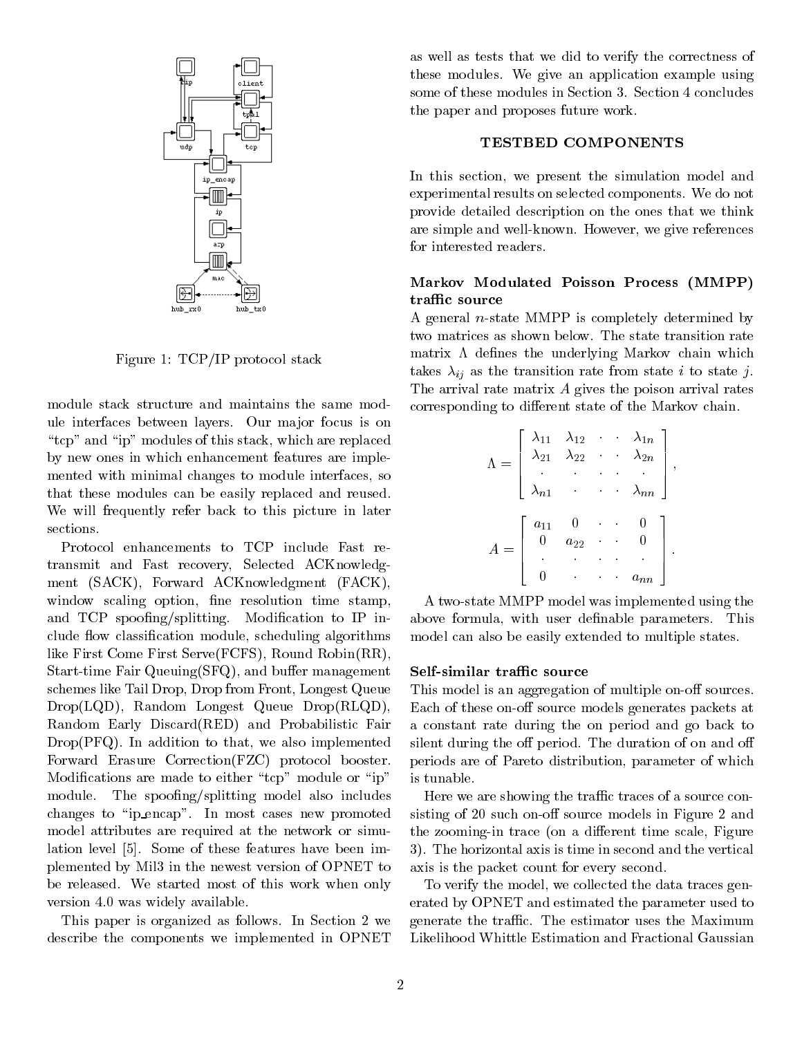ip

client

tpal

udp

tcp

ip_encap

ip

arp

mac

hub_rx0

hub_tx0

Figure 1: TCP/IP protocol stack

module stack structure and maintains the same module interfaces between layers. Our major focus is on "tcp" and "ip" modules of this stack, which are replaced by new ones in which enhancement features are implemented with minimal changes to module interfaces, so that these modules can be easily replaced and reused. We will frequently refer back to this picture in later sections.

Protocol enhancements to TCP include Fast retransmit and Fast recovery, Selected ACKnowledgment (SACK), Forward ACKnowledgment (FACK), window scaling option, fine resolution time stamp, and TCP spoofing/splitting. Modification to IP include flow classification module, scheduling algorithms like First Come First Serve(FCFS), Round Robin(RR), Start-time Fair Queuing(SFQ), and buffer management schemes like Tail Drop, Drop from Front, Longest Queue Drop(LQD), Random Longest Queue Drop(RLQD), Random Early Discard(RED) and Probabilistic Fair Drop(PFQ). In addition to that, we also implemented Forward Erasure Correction(FZC) protocol booster. Modifications are made to either "tcp" module or "ip" module. The spoofing/splitting model also includes changes to "ip_encap". In most cases new promoted model attributes are required at the network or simulation level [5]. Some of these features have been implemented by Mil3 in the newest version of OPNET to be released. We started most of this work when only version 4.0 was widely available.

This paper is organized as follows. In Section 2 we describe the components we implemented in OPNET as well as tests that we did to verify the correctness of these modules. We give an application example using some of these modules in Section 3. Section 4 concludes the paper and proposes future work.

## TESTBED COMPONENTS

In this section, we present the simulation model and experimental results on selected components. We do not provide detailed description on the ones that we think are simple and well-known. However, we give references for interested readers.

### Markov Modulated Poisson Process (MMPP) traffic source

A general $n$-state MMPP is completely determined by two matrices as shown below. The state transition rate matrix $\Lambda$ defines the underlying Markov chain which takes $\lambda_{ij}$ as the transition rate from state $i$ to state $j$. The arrival rate matrix $A$ gives the poison arrival rates corresponding to different state of the Markov chain.

$$
\Lambda = \begin{bmatrix} \lambda_{11} & \lambda_{12} & \cdot & \cdot & \lambda_{1n} \\ \lambda_{21} & \lambda_{22} & \cdot & \cdot & \lambda_{2n} \\ \cdot & \cdot & \cdot & \cdot & \cdot \\ \lambda_{n1} & \cdot & \cdot & \cdot & \lambda_{nn} \end{bmatrix},
$$

$$
A = \begin{bmatrix} a_{11} & 0 & \cdot & \cdot & 0 \\ 0 & a_{22} & \cdot & \cdot & 0 \\ \cdot & \cdot & \cdot & \cdot & \cdot \\ 0 & \cdot & \cdot & \cdot & a_{nn} \end{bmatrix}.
$$

A two-state MMPP model was implemented using the above formula, with user definable parameters. This model can also be easily extended to multiple states.

### Self-similar traffic source

This model is an aggregation of multiple on-off sources. Each of these on-off source models generates packets at a constant rate during the on period and go back to silent during the off period. The duration of on and off periods are of Pareto distribution, parameter of which is tunable.

Here we are showing the traffic traces of a source consisting of 20 such on-off source models in Figure 2 and the zooming-in trace (on a different time scale, Figure 3). The horizontal axis is time in second and the vertical axis is the packet count for every second.

To verify the model, we collected the data traces generated by OPNET and estimated the parameter used to generate the traffic. The estimator uses the Maximum Likelihood Whittle Estimation and Fractional Gaussian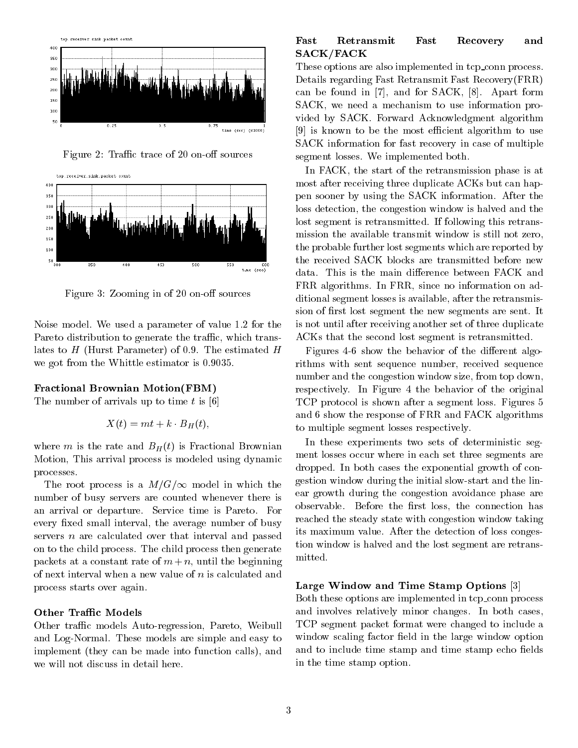tcp.receiver.sink.packet count

400
350
300
250
200
150
100
50
0
0.25
0.5
0.75
1
time (sec) (x1000)

Figure 2: Traffic trace of 20 on-off sources

tcp.receiver.sink.packet count

400
350
300
250
200
150
100
50
300
350
400
450
500
550
600
time (sec)

Figure 3: Zooming in of 20 on-off sources

Noise model. We used a parameter of value 1.2 for the Pareto distribution to generate the traffic, which translates to $H$ (Hurst Parameter) of 0.9. The estimated $H$ we got from the Whittle estimator is 0.9035.

### Fractional Brownian Motion(FBM)

The number of arrivals up to time $t$ is [6]

$$X(t) = mt + k \cdot B_H(t),$$

where $m$ is the rate and $B_H(t)$ is Fractional Brownian Motion, This arrival process is modeled using dynamic processes.

The root process is a $M/G/\infty$ model in which the number of busy servers are counted whenever there is an arrival or departure. Service time is Pareto. For every fixed small interval, the average number of busy servers $n$ are calculated over that interval and passed on to the child process. The child process then generate packets at a constant rate of $m + n$, until the beginning of next interval when a new value of $n$ is calculated and process starts over again.

### Other Traffic Models

Other traffic models Auto-regression, Pareto, Weibull and Log-Normal. These models are simple and easy to implement (they can be made into function calls), and we will not discuss in detail here.

### Fast Retransmit Fast Recovery and SACK/FACK

These options are also implemented in tcp_conn process. Details regarding Fast Retransmit Fast Recovery(FRR) can be found in [7], and for SACK, [8]. Apart form SACK, we need a mechanism to use information provided by SACK. Forward Acknowledgment algorithm [9] is known to be the most efficient algorithm to use SACK information for fast recovery in case of multiple segment losses. We implemented both.

In FACK, the start of the retransmission phase is at most after receiving three duplicate ACKs but can happen sooner by using the SACK information. After the loss detection, the congestion window is halved and the lost segment is retransmitted. If following this retransmission the available transmit window is still not zero, the probable further lost segments which are reported by the received SACK blocks are transmitted before new data. This is the main difference between FACK and FRR algorithms. In FRR, since no information on additional segment losses is available, after the retransmission of first lost segment the new segments are sent. It is not until after receiving another set of three duplicate ACKs that the second lost segment is retransmitted.

Figures 4-6 show the behavior of the different algorithms with sent sequence number, received sequence number and the congestion window size, from top down, respectively. In Figure 4 the behavior of the original TCP protocol is shown after a segment loss. Figures 5 and 6 show the response of FRR and FACK algorithms to multiple segment losses respectively.

In these experiments two sets of deterministic segment losses occur where in each set three segments are dropped. In both cases the exponential growth of congestion window during the initial slow-start and the linear growth during the congestion avoidance phase are observable. Before the first loss, the connection has reached the steady state with congestion window taking its maximum value. After the detection of loss congestion window is halved and the lost segment are retransmitted.

### Large Window and Time Stamp Options [3]

Both these options are implemented in tcp_conn process and involves relatively minor changes. In both cases, TCP segment packet format were changed to include a window scaling factor field in the large window option and to include time stamp and time stamp echo fields in the time stamp option.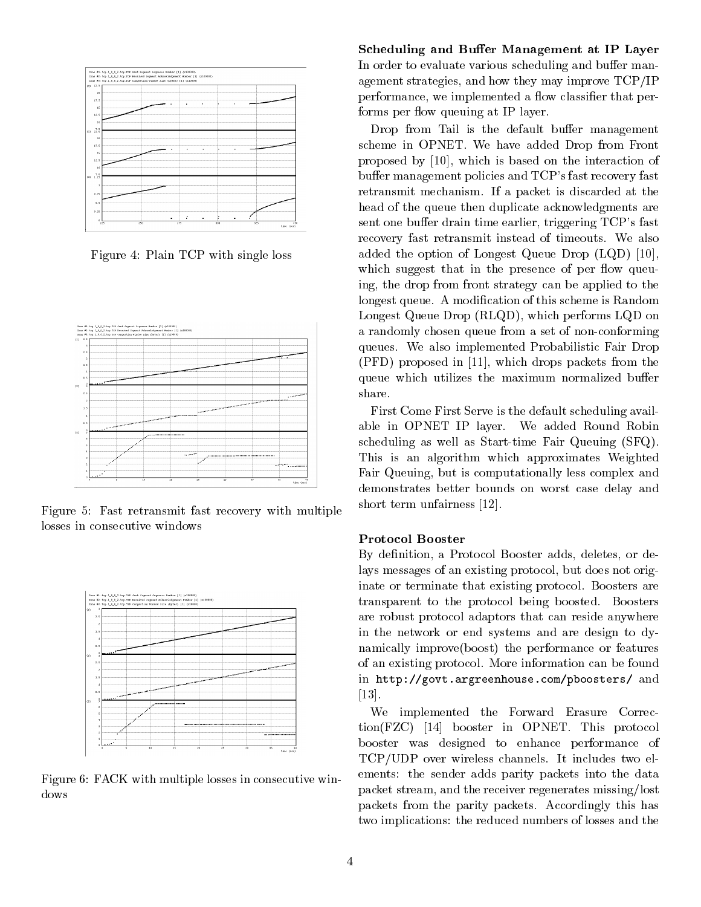Figure 4: Plain TCP with single loss

Figure 5: Fast retransmit fast recovery with multiple losses in consecutive windows

Figure 6: FACK with multiple losses in consecutive windows

**Scheduling and Buffer Management at IP Layer**

In order to evaluate various scheduling and buffer management strategies, and how they may improve TCP/IP performance, we implemented a flow classifier that performs per flow queuing at IP layer.

Drop from Tail is the default buffer management scheme in OPNET. We have added Drop from Front proposed by [10], which is based on the interaction of buffer management policies and TCP's fast recovery fast retransmit mechanism. If a packet is discarded at the head of the queue then duplicate acknowledgments are sent one buffer drain time earlier, triggering TCP's fast recovery fast retransmit instead of timeouts. We also added the option of Longest Queue Drop (LQD) [10], which suggest that in the presence of per flow queuing, the drop from front strategy can be applied to the longest queue. A modification of this scheme is Random Longest Queue Drop (RLQD), which performs LQD on a randomly chosen queue from a set of non-conforming queues. We also implemented Probabilistic Fair Drop (PFD) proposed in [11], which drops packets from the queue which utilizes the maximum normalized buffer share.

First Come First Serve is the default scheduling available in OPNET IP layer. We added Round Robin scheduling as well as Start-time Fair Queuing (SFQ). This is an algorithm which approximates Weighted Fair Queuing, but is computationally less complex and demonstrates better bounds on worst case delay and short term unfairness [12].

**Protocol Booster**

By definition, a Protocol Booster adds, deletes, or delays messages of an existing protocol, but does not originate or terminate that existing protocol. Boosters are transparent to the protocol being boosted. Boosters are robust protocol adaptors that can reside anywhere in the network or end systems and are design to dynamically improve(boost) the performance or features of an existing protocol. More information can be found in `http://govt.argreenhouse.com/pboosters/` and [13].

We implemented the Forward Erasure Correction(FZC) [14] booster in OPNET. This protocol booster was designed to enhance performance of TCP/UDP over wireless channels. It includes two elements: the sender adds parity packets into the data packet stream, and the receiver regenerates missing/lost packets from the parity packets. Accordingly this has two implications: the reduced numbers of losses and the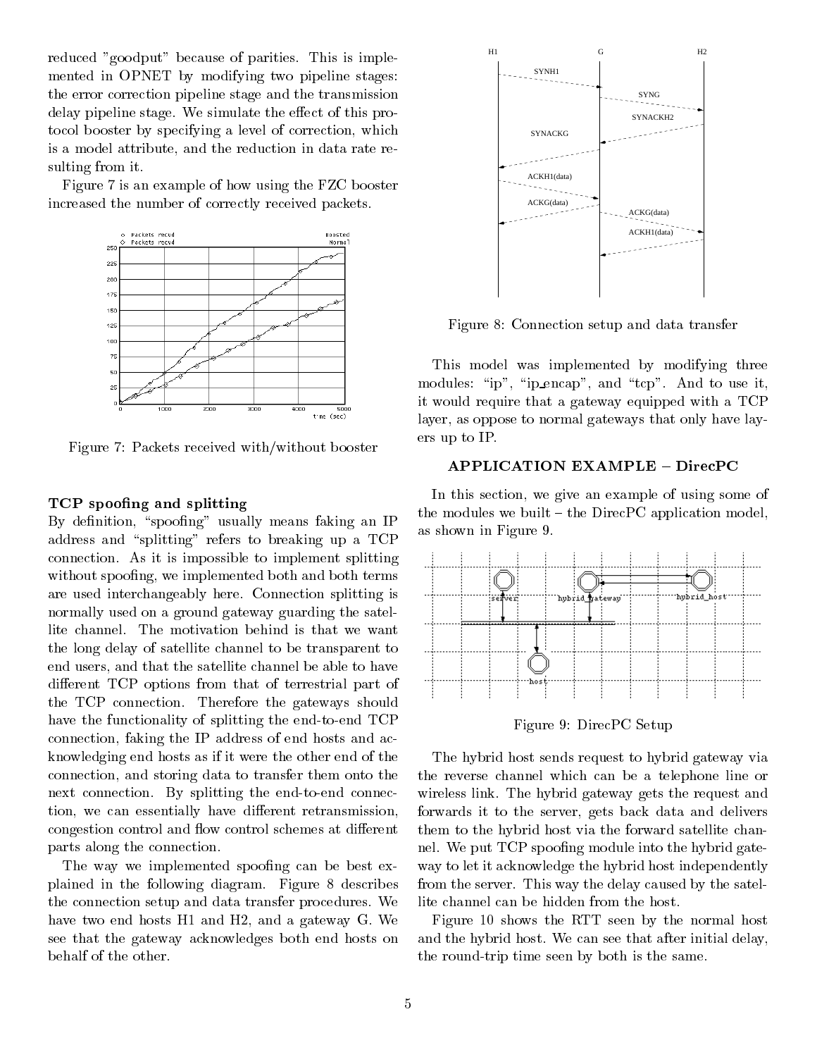reduced "goodput" because of parities. This is implemented in OPNET by modifying two pipeline stages: the error correction pipeline stage and the transmission delay pipeline stage. We simulate the effect of this protocol booster by specifying a level of correction, which is a model attribute, and the reduction in data rate resulting from it.

Figure 7 is an example of how using the FZC booster increased the number of correctly received packets.

Packets recvd Boosted
Packets recvd Normal
250
225
200
175
150
125
100
75
50
25
0
0 1000 2000 3000 4000 5000
time (sec)

Figure 7: Packets received with/without booster

### TCP spoofing and splitting

By definition, "spoofing" usually means faking an IP address and "splitting" refers to breaking up a TCP connection. As it is impossible to implement splitting without spoofing, we implemented both and both terms are used interchangeably here. Connection splitting is normally used on a ground gateway guarding the satellite channel. The motivation behind is that we want the long delay of satellite channel to be transparent to end users, and that the satellite channel be able to have different TCP options from that of terrestrial part of the TCP connection. Therefore the gateways should have the functionality of splitting the end-to-end TCP connection, faking the IP address of end hosts and acknowledging end hosts as if it were the other end of the connection, and storing data to transfer them onto the next connection. By splitting the end-to-end connection, we can essentially have different retransmission, congestion control and flow control schemes at different parts along the connection.

The way we implemented spoofing can be best explained in the following diagram. Figure 8 describes the connection setup and data transfer procedures. We have two end hosts H1 and H2, and a gateway G. We see that the gateway acknowledges both end hosts on behalf of the other.

H1 G H2
SYNH1
SYNG
SYNACKH2
SYNACKG
ACKH1(data)
ACKG(data)
ACKG(data)
ACKH1(data)

Figure 8: Connection setup and data transfer

This model was implemented by modifying three modules: "ip", "ip_encap", and "tcp". And to use it, it would require that a gateway equipped with a TCP layer, as oppose to normal gateways that only have layers up to IP.

## APPLICATION EXAMPLE – DirecPC

In this section, we give an example of using some of the modules we built – the DirecPC application model, as shown in Figure 9.

server hybrid_gateway hybrid_host
host

Figure 9: DirecPC Setup

The hybrid host sends request to hybrid gateway via the reverse channel which can be a telephone line or wireless link. The hybrid gateway gets the request and forwards it to the server, gets back data and delivers them to the hybrid host via the forward satellite channel. We put TCP spoofing module into the hybrid gateway to let it acknowledge the hybrid host independently from the server. This way the delay caused by the satellite channel can be hidden from the host.

Figure 10 shows the RTT seen by the normal host and the hybrid host. We can see that after initial delay, the round-trip time seen by both is the same.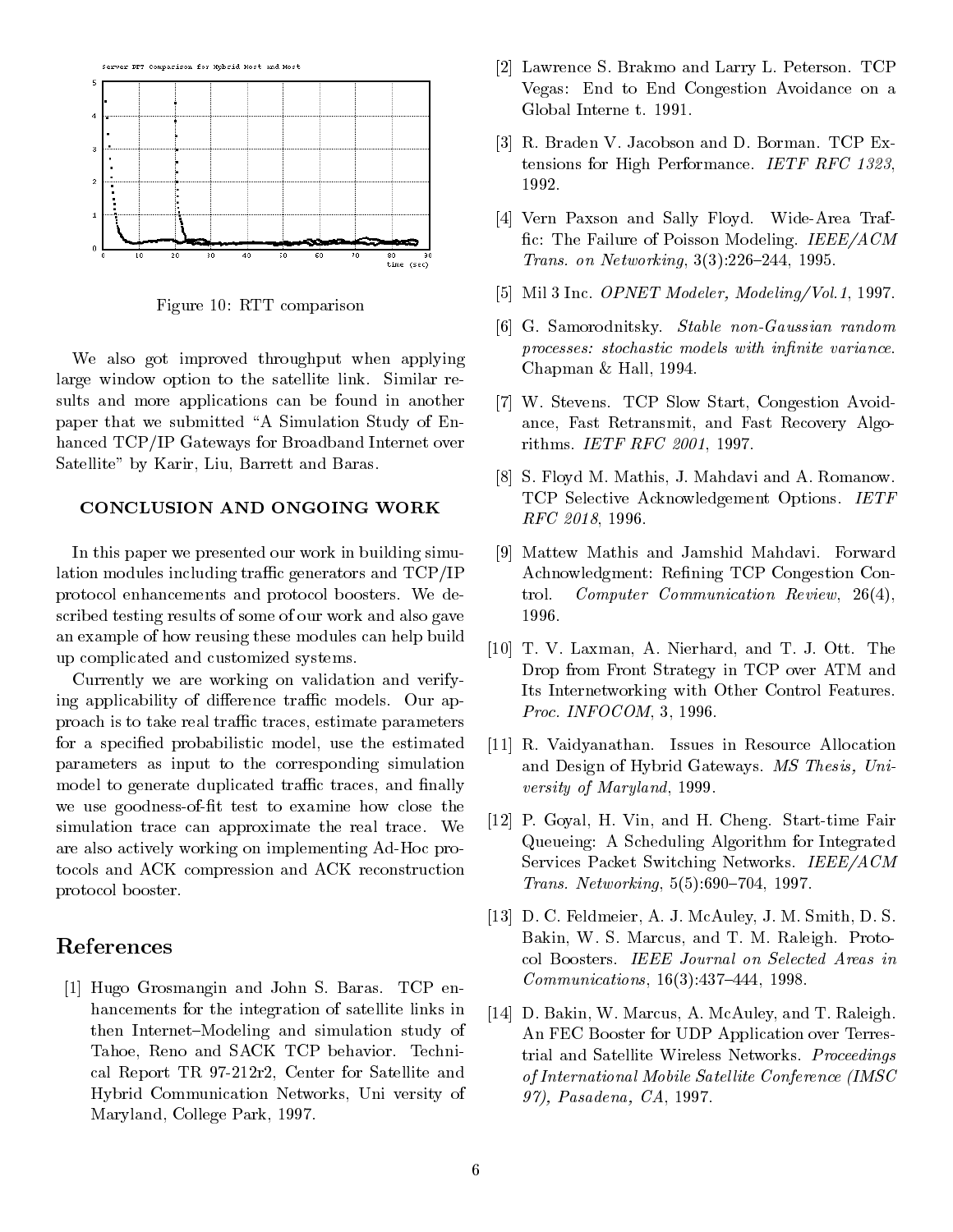Server RTT Comparison for Hybrid Host and Host

5
4
3
2
1
0
0 10 20 30 40 50 60 70 80 90
time (sec)

Figure 10: RTT comparison

We also got improved throughput when applying large window option to the satellite link. Similar results and more applications can be found in another paper that we submitted "A Simulation Study of Enhanced TCP/IP Gateways for Broadband Internet over Satellite" by Karir, Liu, Barrett and Baras.

## CONCLUSION AND ONGOING WORK

In this paper we presented our work in building simulation modules including traffic generators and TCP/IP protocol enhancements and protocol boosters. We described testing results of some of our work and also gave an example of how reusing these modules can help build up complicated and customized systems.

Currently we are working on validation and verifying applicability of difference traffic models. Our approach is to take real traffic traces, estimate parameters for a specified probabilistic model, use the estimated parameters as input to the corresponding simulation model to generate duplicated traffic traces, and finally we use goodness-of-fit test to examine how close the simulation trace can approximate the real trace. We are also actively working on implementing Ad-Hoc protocols and ACK compression and ACK reconstruction protocol booster.

# References

[1] Hugo Grosmangin and John S. Baras. TCP enhancements for the integration of satellite links in then Internet–Modeling and simulation study of Tahoe, Reno and SACK TCP behavior. Technical Report TR 97-212r2, Center for Satellite and Hybrid Communication Networks, Uni versity of Maryland, College Park, 1997.

[2] Lawrence S. Brakmo and Larry L. Peterson. TCP Vegas: End to End Congestion Avoidance on a Global Interne t. 1991.

[3] R. Braden V. Jacobson and D. Borman. TCP Extensions for High Performance. *IETF RFC 1323*, 1992.

[4] Vern Paxson and Sally Floyd. Wide-Area Traffic: The Failure of Poisson Modeling. *IEEE/ACM Trans. on Networking*, 3(3):226–244, 1995.

[5] Mil 3 Inc. *OPNET Modeler, Modeling/Vol.1*, 1997.

[6] G. Samorodnitsky. *Stable non-Gaussian random processes: stochastic models with infinite variance.* Chapman & Hall, 1994.

[7] W. Stevens. TCP Slow Start, Congestion Avoidance, Fast Retransmit, and Fast Recovery Algorithms. *IETF RFC 2001*, 1997.

[8] S. Floyd M. Mathis, J. Mahdavi and A. Romanow. TCP Selective Acknowledgement Options. *IETF RFC 2018*, 1996.

[9] Mattew Mathis and Jamshid Mahdavi. Forward Achnowledgment: Refining TCP Congestion Control. *Computer Communication Review*, 26(4), 1996.

[10] T. V. Laxman, A. Nierhard, and T. J. Ott. The Drop from Front Strategy in TCP over ATM and Its Internetworking with Other Control Features. *Proc. INFOCOM*, 3, 1996.

[11] R. Vaidyanathan. Issues in Resource Allocation and Design of Hybrid Gateways. *MS Thesis, University of Maryland*, 1999.

[12] P. Goyal, H. Vin, and H. Cheng. Start-time Fair Queueing: A Scheduling Algorithm for Integrated Services Packet Switching Networks. *IEEE/ACM Trans. Networking*, 5(5):690–704, 1997.

[13] D. C. Feldmeier, A. J. McAuley, J. M. Smith, D. S. Bakin, W. S. Marcus, and T. M. Raleigh. Protocol Boosters. *IEEE Journal on Selected Areas in Communications*, 16(3):437–444, 1998.

[14] D. Bakin, W. Marcus, A. McAuley, and T. Raleigh. An FEC Booster for UDP Application over Terrestrial and Satellite Wireless Networks. *Proceedings of International Mobile Satellite Conference (IMSC 97), Pasadena, CA*, 1997.